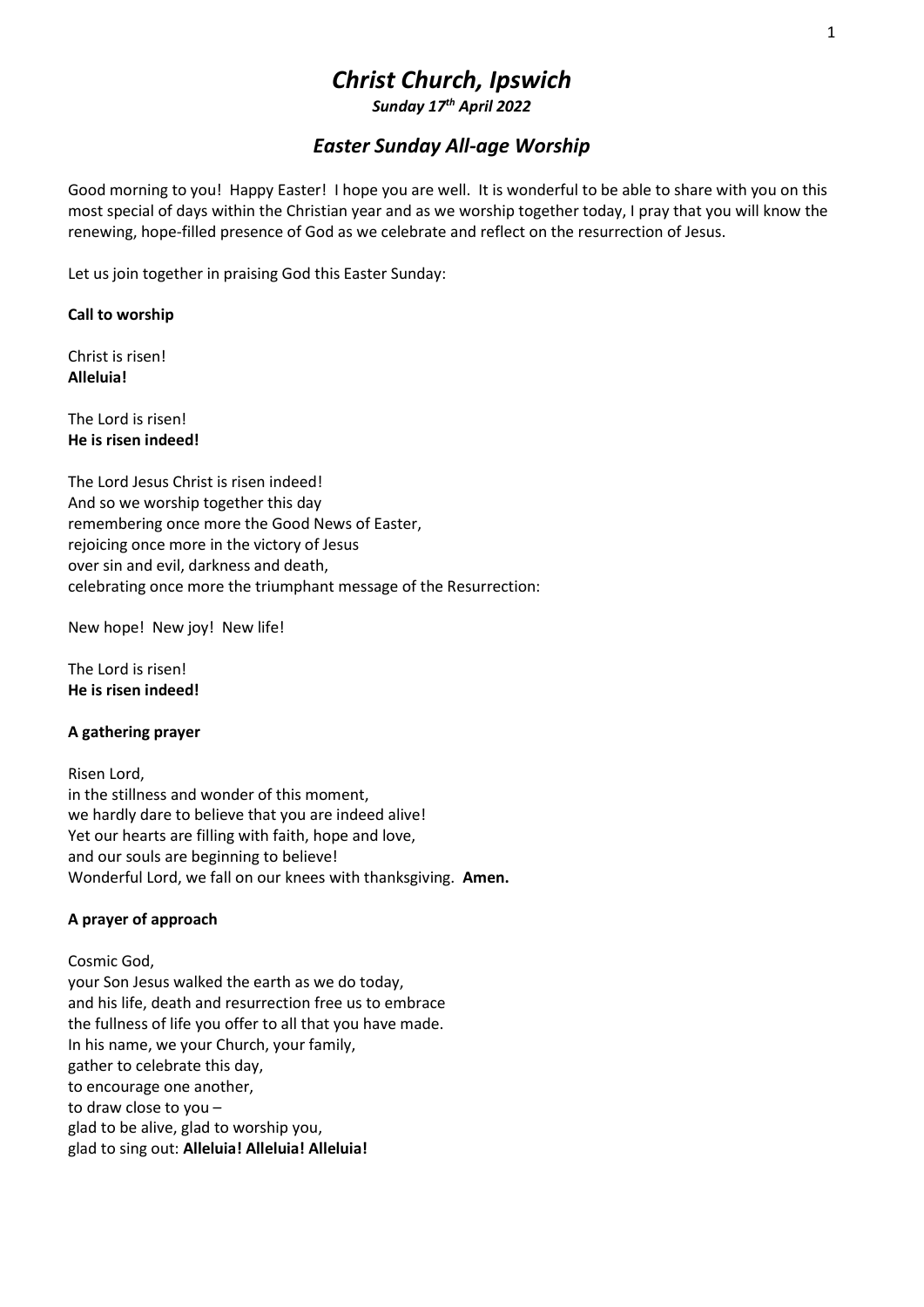# *Christ Church, Ipswich*

***Sunday 17th April 2022***

## *Easter Sunday All-age Worship*

Good morning to you! Happy Easter! I hope you are well. It is wonderful to be able to share with you on this most special of days within the Christian year and as we worship together today, I pray that you will know the renewing, hope-filled presence of God as we celebrate and reflect on the resurrection of Jesus.

Let us join together in praising God this Easter Sunday:

**Call to worship**

Christ is risen!
**Alleluia!**

The Lord is risen!
**He is risen indeed!**

The Lord Jesus Christ is risen indeed!
And so we worship together this day
remembering once more the Good News of Easter,
rejoicing once more in the victory of Jesus
over sin and evil, darkness and death,
celebrating once more the triumphant message of the Resurrection:

New hope! New joy! New life!

The Lord is risen!
**He is risen indeed!**

**A gathering prayer**

Risen Lord,
in the stillness and wonder of this moment,
we hardly dare to believe that you are indeed alive!
Yet our hearts are filling with faith, hope and love,
and our souls are beginning to believe!
Wonderful Lord, we fall on our knees with thanksgiving. **Amen.**

**A prayer of approach**

Cosmic God,
your Son Jesus walked the earth as we do today,
and his life, death and resurrection free us to embrace
the fullness of life you offer to all that you have made.
In his name, we your Church, your family,
gather to celebrate this day,
to encourage one another,
to draw close to you –
glad to be alive, glad to worship you,
glad to sing out: **Alleluia! Alleluia! Alleluia!**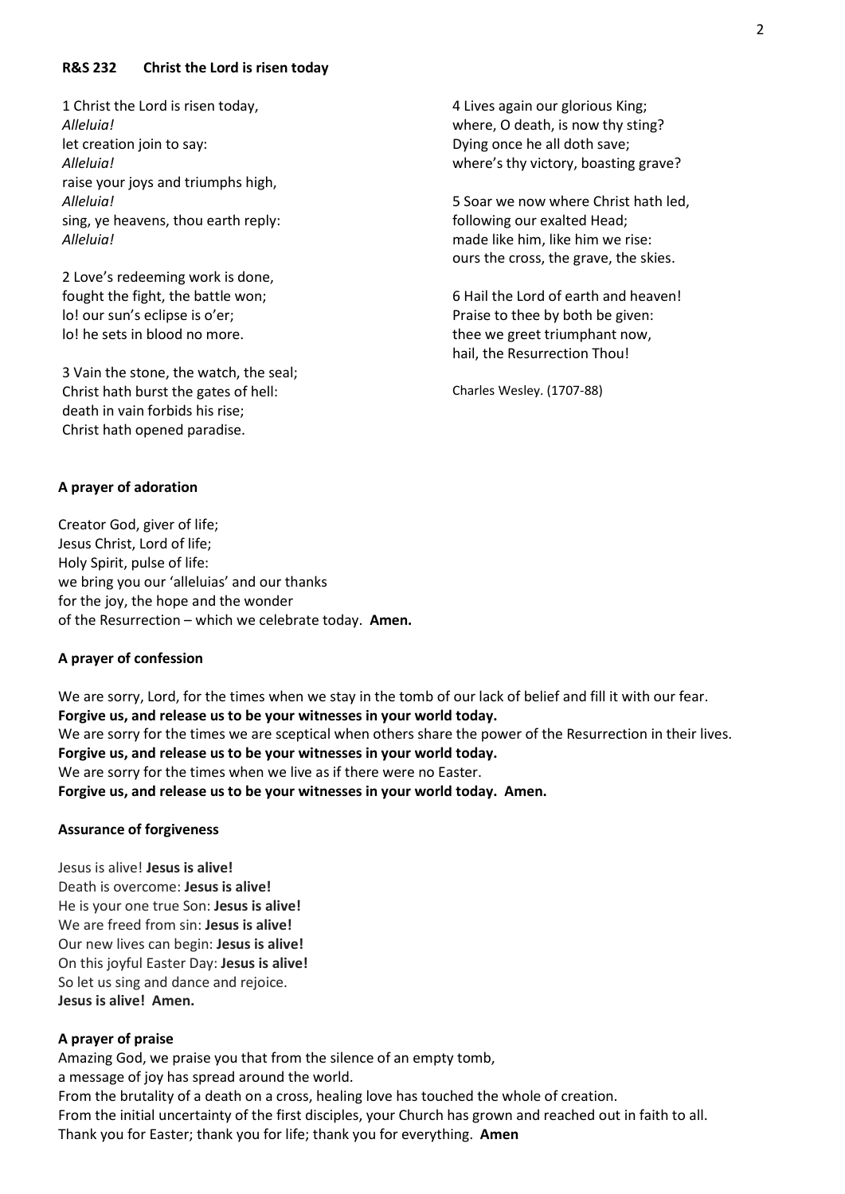**R&S 232 Christ the Lord is risen today**

1 Christ the Lord is risen today,
*Alleluia!*
let creation join to say:
*Alleluia!*
raise your joys and triumphs high,
*Alleluia!*
sing, ye heavens, thou earth reply:
*Alleluia!*

2 Love's redeeming work is done,
fought the fight, the battle won;
lo! our sun's eclipse is o'er;
lo! he sets in blood no more.

3 Vain the stone, the watch, the seal;
Christ hath burst the gates of hell:
death in vain forbids his rise;
Christ hath opened paradise.

4 Lives again our glorious King;
where, O death, is now thy sting?
Dying once he all doth save;
where's thy victory, boasting grave?

5 Soar we now where Christ hath led,
following our exalted Head;
made like him, like him we rise:
ours the cross, the grave, the skies.

6 Hail the Lord of earth and heaven!
Praise to thee by both be given:
thee we greet triumphant now,
hail, the Resurrection Thou!

Charles Wesley. (1707-88)

**A prayer of adoration**

Creator God, giver of life;
Jesus Christ, Lord of life;
Holy Spirit, pulse of life:
we bring you our 'alleluias' and our thanks
for the joy, the hope and the wonder
of the Resurrection – which we celebrate today. **Amen.**

**A prayer of confession**

We are sorry, Lord, for the times when we stay in the tomb of our lack of belief and fill it with our fear.
**Forgive us, and release us to be your witnesses in your world today.**
We are sorry for the times we are sceptical when others share the power of the Resurrection in their lives.
**Forgive us, and release us to be your witnesses in your world today.**
We are sorry for the times when we live as if there were no Easter.
**Forgive us, and release us to be your witnesses in your world today. Amen.**

**Assurance of forgiveness**

Jesus is alive! **Jesus is alive!**
Death is overcome: **Jesus is alive!**
He is your one true Son: **Jesus is alive!**
We are freed from sin: **Jesus is alive!**
Our new lives can begin: **Jesus is alive!**
On this joyful Easter Day: **Jesus is alive!**
So let us sing and dance and rejoice.
**Jesus is alive! Amen.**

**A prayer of praise**

Amazing God, we praise you that from the silence of an empty tomb,
a message of joy has spread around the world.
From the brutality of a death on a cross, healing love has touched the whole of creation.
From the initial uncertainty of the first disciples, your Church has grown and reached out in faith to all.
Thank you for Easter; thank you for life; thank you for everything. **Amen**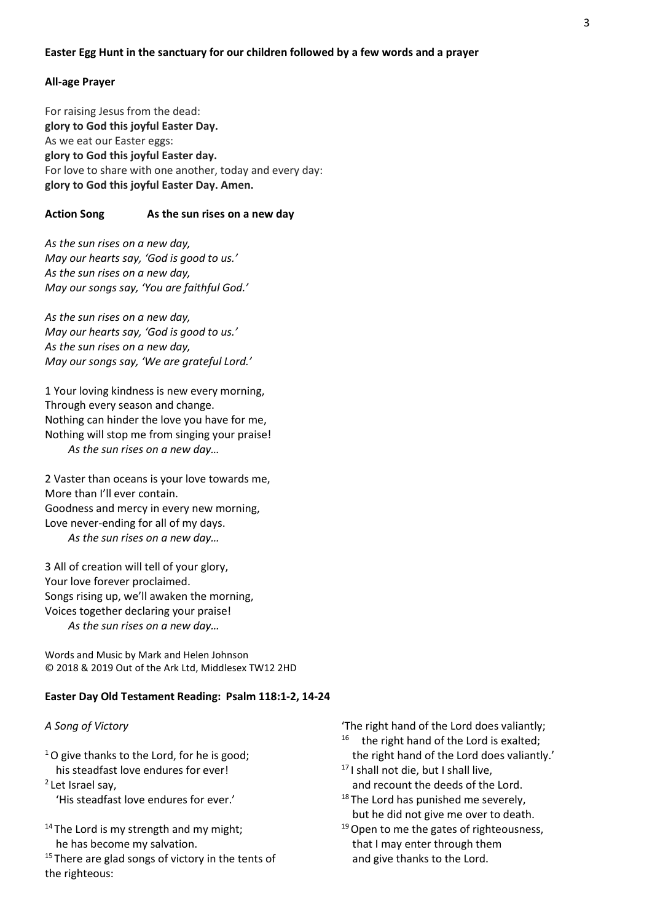**Easter Egg Hunt in the sanctuary for our children followed by a few words and a prayer**

**All-age Prayer**

For raising Jesus from the dead:
**glory to God this joyful Easter Day.**
As we eat our Easter eggs:
**glory to God this joyful Easter day.**
For love to share with one another, today and every day:
**glory to God this joyful Easter Day. Amen.**

**Action Song As the sun rises on a new day**

*As the sun rises on a new day,*
*May our hearts say, 'God is good to us.'*
*As the sun rises on a new day,*
*May our songs say, 'You are faithful God.'*

*As the sun rises on a new day,*
*May our hearts say, 'God is good to us.'*
*As the sun rises on a new day,*
*May our songs say, 'We are grateful Lord.'*

1 Your loving kindness is new every morning,
Through every season and change.
Nothing can hinder the love you have for me,
Nothing will stop me from singing your praise!
*As the sun rises on a new day…*

2 Vaster than oceans is your love towards me,
More than I'll ever contain.
Goodness and mercy in every new morning,
Love never-ending for all of my days.
*As the sun rises on a new day…*

3 All of creation will tell of your glory,
Your love forever proclaimed.
Songs rising up, we'll awaken the morning,
Voices together declaring your praise!
*As the sun rises on a new day…*

Words and Music by Mark and Helen Johnson
© 2018 & 2019 Out of the Ark Ltd, Middlesex TW12 2HD

**Easter Day Old Testament Reading: Psalm 118:1-2, 14-24**

*A Song of Victory*

[1] O give thanks to the Lord, for he is good;
his steadfast love endures for ever!
[2] Let Israel say,
'His steadfast love endures for ever.'

[14] The Lord is my strength and my might;
he has become my salvation.
[15] There are glad songs of victory in the tents of the righteous:
'The right hand of the Lord does valiantly;
[16] the right hand of the Lord is exalted;
the right hand of the Lord does valiantly.'
[17] I shall not die, but I shall live,
and recount the deeds of the Lord.
[18] The Lord has punished me severely,
but he did not give me over to death.
[19] Open to me the gates of righteousness,
that I may enter through them
and give thanks to the Lord.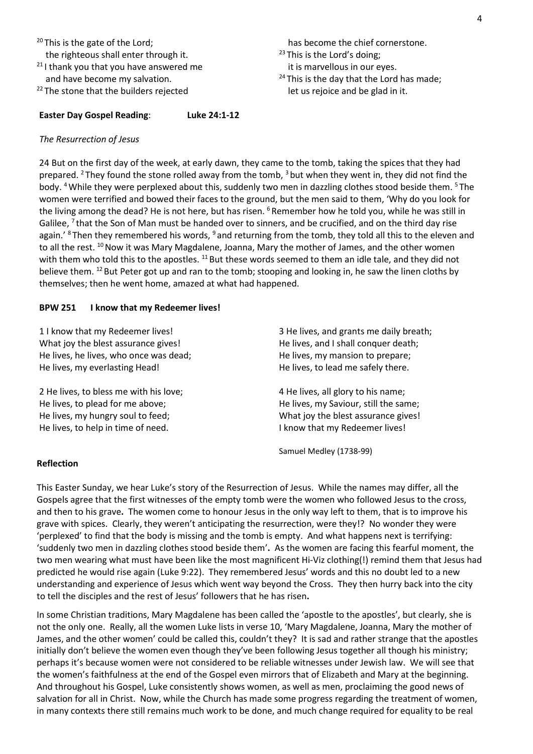[20] This is the gate of the Lord;
  the righteous shall enter through it.
[21] I thank you that you have answered me
  and have become my salvation.
[22] The stone that the builders rejected
  has become the chief cornerstone.
[23] This is the Lord's doing;
  it is marvellous in our eyes.
[24] This is the day that the Lord has made;
  let us rejoice and be glad in it.

**Easter Day Gospel Reading**: **Luke 24:1-12**

*The Resurrection of Jesus*

24 But on the first day of the week, at early dawn, they came to the tomb, taking the spices that they had prepared. [2] They found the stone rolled away from the tomb, [3] but when they went in, they did not find the body. [4] While they were perplexed about this, suddenly two men in dazzling clothes stood beside them. [5] The women were terrified and bowed their faces to the ground, but the men said to them, 'Why do you look for the living among the dead? He is not here, but has risen. [6] Remember how he told you, while he was still in Galilee, [7] that the Son of Man must be handed over to sinners, and be crucified, and on the third day rise again.' [8] Then they remembered his words, [9] and returning from the tomb, they told all this to the eleven and to all the rest. [10] Now it was Mary Magdalene, Joanna, Mary the mother of James, and the other women with them who told this to the apostles. [11] But these words seemed to them an idle tale, and they did not believe them. [12] But Peter got up and ran to the tomb; stooping and looking in, he saw the linen cloths by themselves; then he went home, amazed at what had happened.

**BPW 251 I know that my Redeemer lives!**

1 I know that my Redeemer lives!
What joy the blest assurance gives!
He lives, he lives, who once was dead;
He lives, my everlasting Head!

2 He lives, to bless me with his love;
He lives, to plead for me above;
He lives, my hungry soul to feed;
He lives, to help in time of need.

3 He lives, and grants me daily breath;
He lives, and I shall conquer death;
He lives, my mansion to prepare;
He lives, to lead me safely there.

4 He lives, all glory to his name;
He lives, my Saviour, still the same;
What joy the blest assurance gives!
I know that my Redeemer lives!

Samuel Medley (1738-99)

**Reflection**

This Easter Sunday, we hear Luke's story of the Resurrection of Jesus. While the names may differ, all the Gospels agree that the first witnesses of the empty tomb were the women who followed Jesus to the cross, and then to his grave**.** The women come to honour Jesus in the only way left to them, that is to improve his grave with spices. Clearly, they weren't anticipating the resurrection, were they!? No wonder they were 'perplexed' to find that the body is missing and the tomb is empty. And what happens next is terrifying: 'suddenly two men in dazzling clothes stood beside them'**.** As the women are facing this fearful moment, the two men wearing what must have been like the most magnificent Hi-Viz clothing(!) remind them that Jesus had predicted he would rise again (Luke 9:22). They remembered Jesus' words and this no doubt led to a new understanding and experience of Jesus which went way beyond the Cross. They then hurry back into the city to tell the disciples and the rest of Jesus' followers that he has risen**.**

In some Christian traditions, Mary Magdalene has been called the 'apostle to the apostles', but clearly, she is not the only one. Really, all the women Luke lists in verse 10, 'Mary Magdalene, Joanna, Mary the mother of James, and the other women' could be called this, couldn't they? It is sad and rather strange that the apostles initially don't believe the women even though they've been following Jesus together all though his ministry; perhaps it's because women were not considered to be reliable witnesses under Jewish law. We will see that the women's faithfulness at the end of the Gospel even mirrors that of Elizabeth and Mary at the beginning. And throughout his Gospel, Luke consistently shows women, as well as men, proclaiming the good news of salvation for all in Christ. Now, while the Church has made some progress regarding the treatment of women, in many contexts there still remains much work to be done, and much change required for equality to be real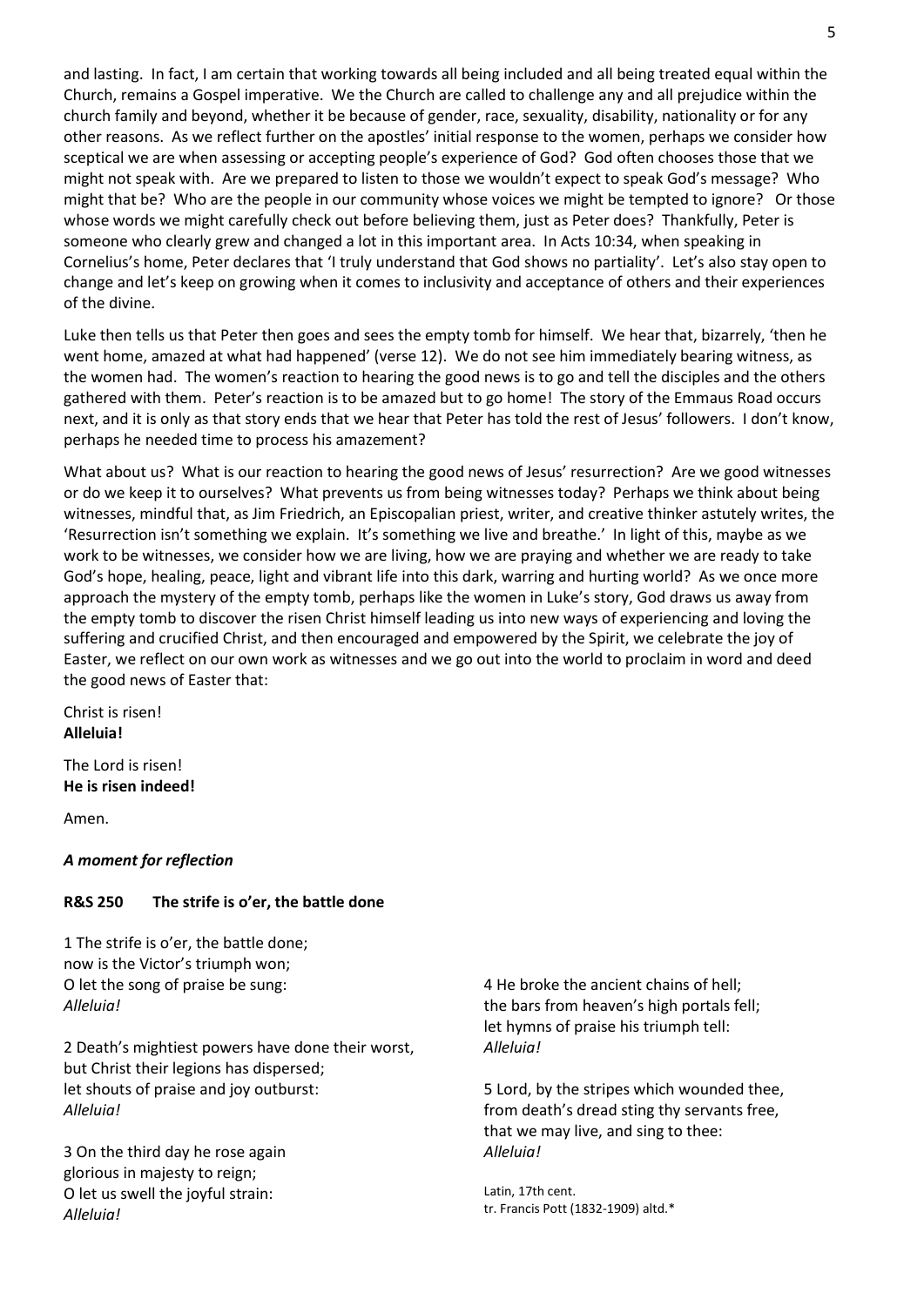and lasting. In fact, I am certain that working towards all being included and all being treated equal within the Church, remains a Gospel imperative. We the Church are called to challenge any and all prejudice within the church family and beyond, whether it be because of gender, race, sexuality, disability, nationality or for any other reasons. As we reflect further on the apostles' initial response to the women, perhaps we consider how sceptical we are when assessing or accepting people's experience of God? God often chooses those that we might not speak with. Are we prepared to listen to those we wouldn't expect to speak God's message? Who might that be? Who are the people in our community whose voices we might be tempted to ignore? Or those whose words we might carefully check out before believing them, just as Peter does? Thankfully, Peter is someone who clearly grew and changed a lot in this important area. In Acts 10:34, when speaking in Cornelius's home, Peter declares that 'I truly understand that God shows no partiality'. Let's also stay open to change and let's keep on growing when it comes to inclusivity and acceptance of others and their experiences of the divine.

Luke then tells us that Peter then goes and sees the empty tomb for himself. We hear that, bizarrely, 'then he went home, amazed at what had happened' (verse 12). We do not see him immediately bearing witness, as the women had. The women's reaction to hearing the good news is to go and tell the disciples and the others gathered with them. Peter's reaction is to be amazed but to go home! The story of the Emmaus Road occurs next, and it is only as that story ends that we hear that Peter has told the rest of Jesus' followers. I don't know, perhaps he needed time to process his amazement?

What about us? What is our reaction to hearing the good news of Jesus' resurrection? Are we good witnesses or do we keep it to ourselves? What prevents us from being witnesses today? Perhaps we think about being witnesses, mindful that, as Jim Friedrich, an Episcopalian priest, writer, and creative thinker astutely writes, the 'Resurrection isn't something we explain. It's something we live and breathe.' In light of this, maybe as we work to be witnesses, we consider how we are living, how we are praying and whether we are ready to take God's hope, healing, peace, light and vibrant life into this dark, warring and hurting world? As we once more approach the mystery of the empty tomb, perhaps like the women in Luke's story, God draws us away from the empty tomb to discover the risen Christ himself leading us into new ways of experiencing and loving the suffering and crucified Christ, and then encouraged and empowered by the Spirit, we celebrate the joy of Easter, we reflect on our own work as witnesses and we go out into the world to proclaim in word and deed the good news of Easter that:

Christ is risen!
**Alleluia!**

The Lord is risen!
**He is risen indeed!**

Amen.

***A moment for reflection***

**R&S 250 The strife is o'er, the battle done**

1 The strife is o'er, the battle done;
now is the Victor's triumph won;
O let the song of praise be sung:
*Alleluia!*

2 Death's mightiest powers have done their worst,
but Christ their legions has dispersed;
let shouts of praise and joy outburst:
*Alleluia!*

3 On the third day he rose again
glorious in majesty to reign;
O let us swell the joyful strain:
*Alleluia!*

4 He broke the ancient chains of hell;
the bars from heaven's high portals fell;
let hymns of praise his triumph tell:
*Alleluia!*

5 Lord, by the stripes which wounded thee,
from death's dread sting thy servants free,
that we may live, and sing to thee:
*Alleluia!*

Latin, 17th cent.
tr. Francis Pott (1832-1909) altd.*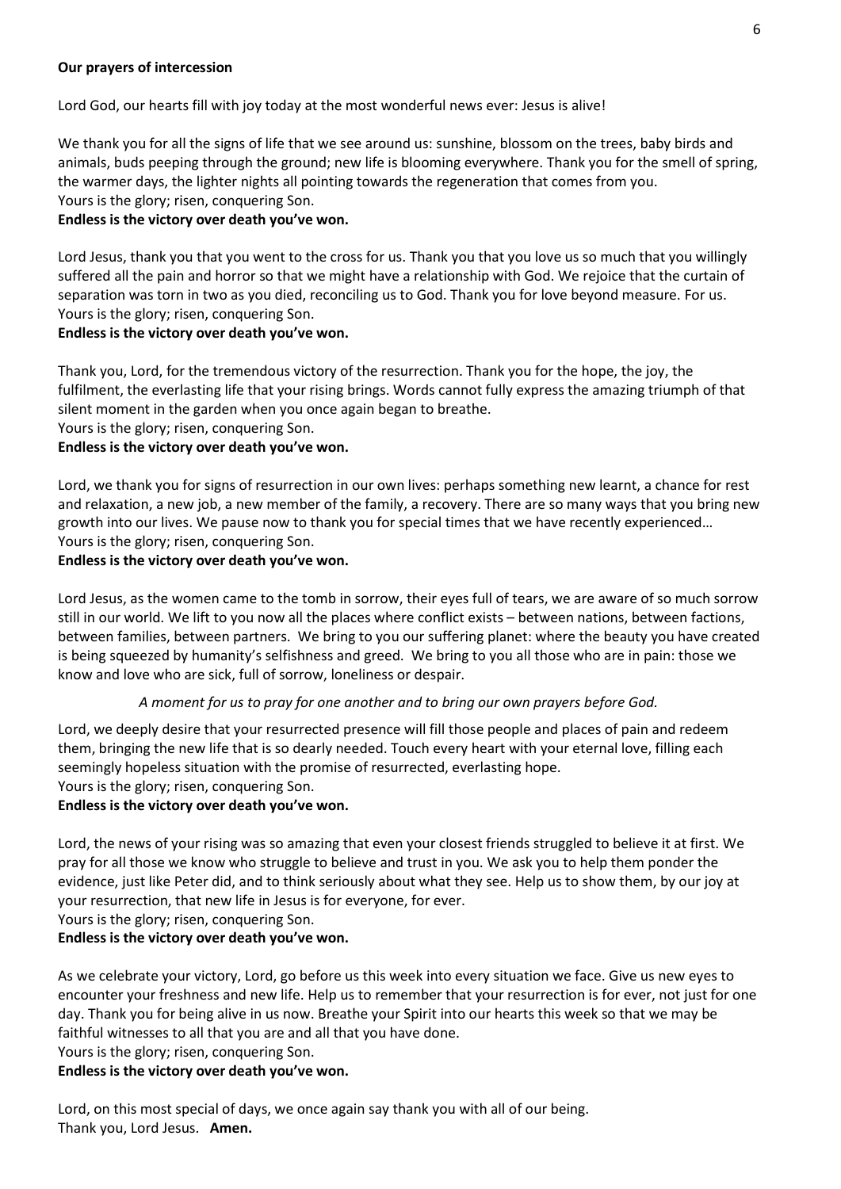**Our prayers of intercession**

Lord God, our hearts fill with joy today at the most wonderful news ever: Jesus is alive!

We thank you for all the signs of life that we see around us: sunshine, blossom on the trees, baby birds and animals, buds peeping through the ground; new life is blooming everywhere. Thank you for the smell of spring, the warmer days, the lighter nights all pointing towards the regeneration that comes from you.
Yours is the glory; risen, conquering Son.
**Endless is the victory over death you've won.**

Lord Jesus, thank you that you went to the cross for us. Thank you that you love us so much that you willingly suffered all the pain and horror so that we might have a relationship with God. We rejoice that the curtain of separation was torn in two as you died, reconciling us to God. Thank you for love beyond measure. For us.
Yours is the glory; risen, conquering Son.
**Endless is the victory over death you've won.**

Thank you, Lord, for the tremendous victory of the resurrection. Thank you for the hope, the joy, the fulfilment, the everlasting life that your rising brings. Words cannot fully express the amazing triumph of that silent moment in the garden when you once again began to breathe.
Yours is the glory; risen, conquering Son.
**Endless is the victory over death you've won.**

Lord, we thank you for signs of resurrection in our own lives: perhaps something new learnt, a chance for rest and relaxation, a new job, a new member of the family, a recovery. There are so many ways that you bring new growth into our lives. We pause now to thank you for special times that we have recently experienced…
Yours is the glory; risen, conquering Son.
**Endless is the victory over death you've won.**

Lord Jesus, as the women came to the tomb in sorrow, their eyes full of tears, we are aware of so much sorrow still in our world. We lift to you now all the places where conflict exists – between nations, between factions, between families, between partners. We bring to you our suffering planet: where the beauty you have created is being squeezed by humanity's selfishness and greed. We bring to you all those who are in pain: those we know and love who are sick, full of sorrow, loneliness or despair.

*A moment for us to pray for one another and to bring our own prayers before God.*

Lord, we deeply desire that your resurrected presence will fill those people and places of pain and redeem them, bringing the new life that is so dearly needed. Touch every heart with your eternal love, filling each seemingly hopeless situation with the promise of resurrected, everlasting hope.
Yours is the glory; risen, conquering Son.
**Endless is the victory over death you've won.**

Lord, the news of your rising was so amazing that even your closest friends struggled to believe it at first. We pray for all those we know who struggle to believe and trust in you. We ask you to help them ponder the evidence, just like Peter did, and to think seriously about what they see. Help us to show them, by our joy at your resurrection, that new life in Jesus is for everyone, for ever.
Yours is the glory; risen, conquering Son.
**Endless is the victory over death you've won.**

As we celebrate your victory, Lord, go before us this week into every situation we face. Give us new eyes to encounter your freshness and new life. Help us to remember that your resurrection is for ever, not just for one day. Thank you for being alive in us now. Breathe your Spirit into our hearts this week so that we may be faithful witnesses to all that you are and all that you have done.
Yours is the glory; risen, conquering Son.
**Endless is the victory over death you've won.**

Lord, on this most special of days, we once again say thank you with all of our being.
Thank you, Lord Jesus. **Amen.**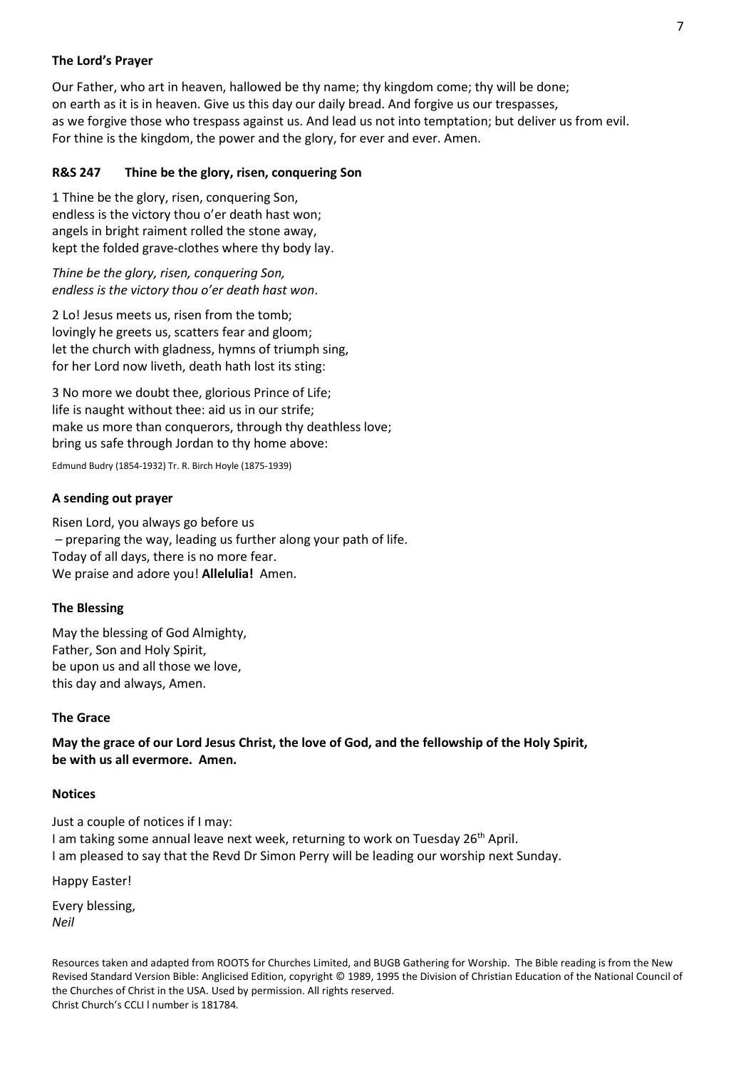**The Lord's Prayer**

Our Father, who art in heaven, hallowed be thy name; thy kingdom come; thy will be done;
on earth as it is in heaven. Give us this day our daily bread. And forgive us our trespasses,
as we forgive those who trespass against us. And lead us not into temptation; but deliver us from evil.
For thine is the kingdom, the power and the glory, for ever and ever. Amen.

**R&S 247 Thine be the glory, risen, conquering Son**

1 Thine be the glory, risen, conquering Son,
endless is the victory thou o'er death hast won;
angels in bright raiment rolled the stone away,
kept the folded grave-clothes where thy body lay.

*Thine be the glory, risen, conquering Son,*
*endless is the victory thou o'er death hast won.*

2 Lo! Jesus meets us, risen from the tomb;
lovingly he greets us, scatters fear and gloom;
let the church with gladness, hymns of triumph sing,
for her Lord now liveth, death hath lost its sting:

3 No more we doubt thee, glorious Prince of Life;
life is naught without thee: aid us in our strife;
make us more than conquerors, through thy deathless love;
bring us safe through Jordan to thy home above:

Edmund Budry (1854-1932) Tr. R. Birch Hoyle (1875-1939)

**A sending out prayer**

Risen Lord, you always go before us
– preparing the way, leading us further along your path of life.
Today of all days, there is no more fear.
We praise and adore you! **Allelulia!** Amen.

**The Blessing**

May the blessing of God Almighty,
Father, Son and Holy Spirit,
be upon us and all those we love,
this day and always, Amen.

**The Grace**

**May the grace of our Lord Jesus Christ, the love of God, and the fellowship of the Holy Spirit, be with us all evermore. Amen.**

**Notices**

Just a couple of notices if I may:
I am taking some annual leave next week, returning to work on Tuesday 26th April.
I am pleased to say that the Revd Dr Simon Perry will be leading our worship next Sunday.

Happy Easter!

Every blessing,
*Neil*

Resources taken and adapted from ROOTS for Churches Limited, and BUGB Gathering for Worship. The Bible reading is from the New Revised Standard Version Bible: Anglicised Edition, copyright © 1989, 1995 the Division of Christian Education of the National Council of the Churches of Christ in the USA. Used by permission. All rights reserved.
Christ Church's CCLI l number is 181784.